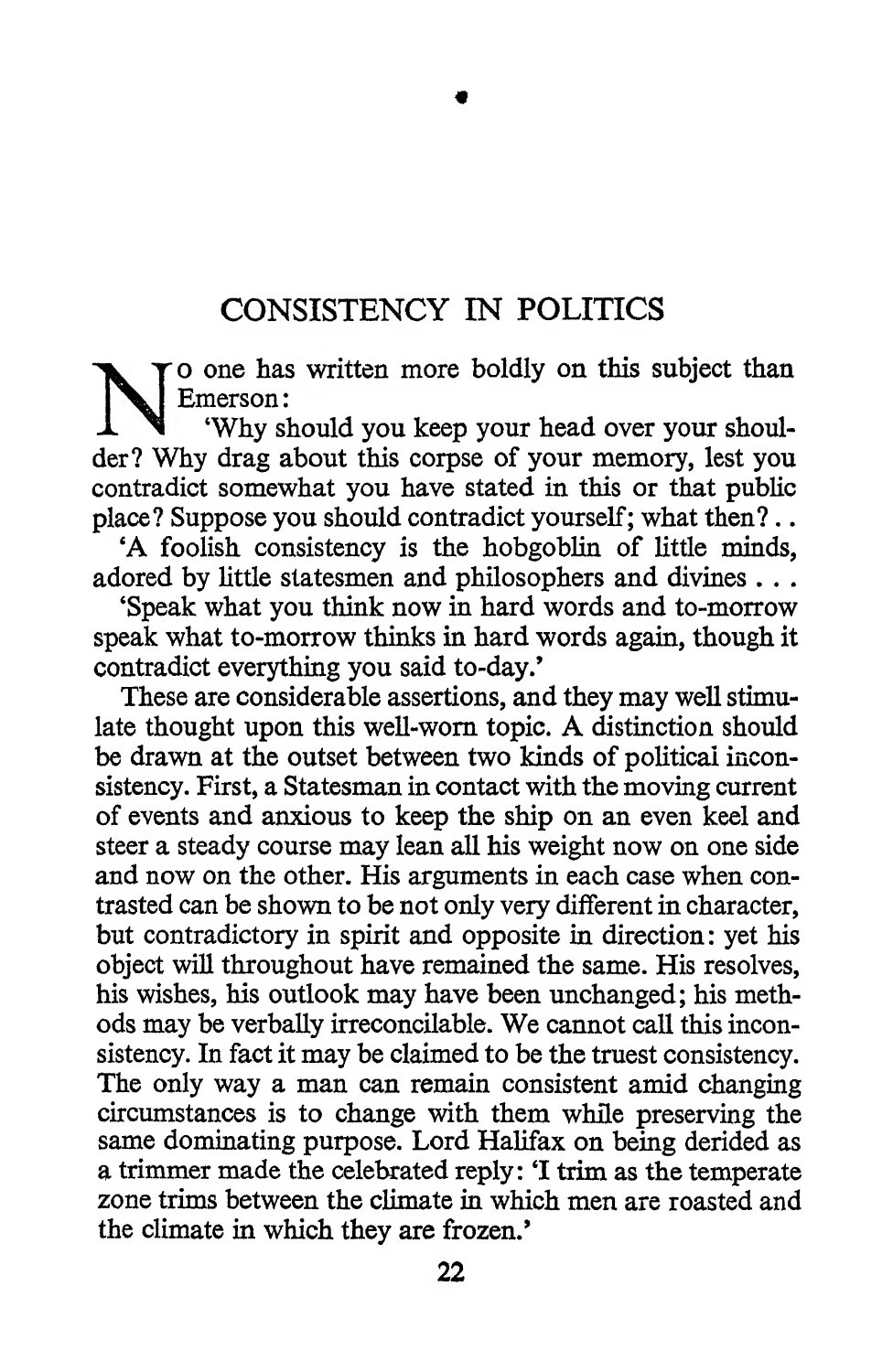# CONSISTENCY IN POLITICS

No one has written more boldly on this subject than Emerson:

'Why should you keep your head over your shoulder? Why drag about this corpse of your memory, lest you contradict somewhat you have stated in this or that public place? Suppose you should contradict yourself; what then?..

'A foolish consistency is the hobgoblin of little minds, adored by little statesmen and philosophers and divines . . .

'Speak what you think now in hard words and to-morrow speak what to-morrow thinks in hard words again, though it contradict everything you said to-day.'

These are considerable assertions, and they may well stimulate thought upon this well-worn topic. A distinction should be drawn at the outset between two kinds of political inconsistency. First, a Statesman in contact with the moving current of events and anxious to keep the ship on an even keel and steer a steady course may lean all his weight now on one side and now on the other. His arguments in each case when contrasted can be shown to be not only very different in character, but contradictory in spirit and opposite in direction: yet his object will throughout have remained the same. His resolves, his wishes, his outlook may have been unchanged; his methods may be verbally irreconcilable. We cannot call this inconsistency. In fact it may be claimed to be the truest consistency. The only way a man can remain consistent amid changing circumstances is to change with them while preserving the same dominating purpose. Lord Halifax on being derided as a trimmer made the celebrated reply: 'I trim as the temperate zone trims between the climate in which men are roasted and the climate in which they are frozen.'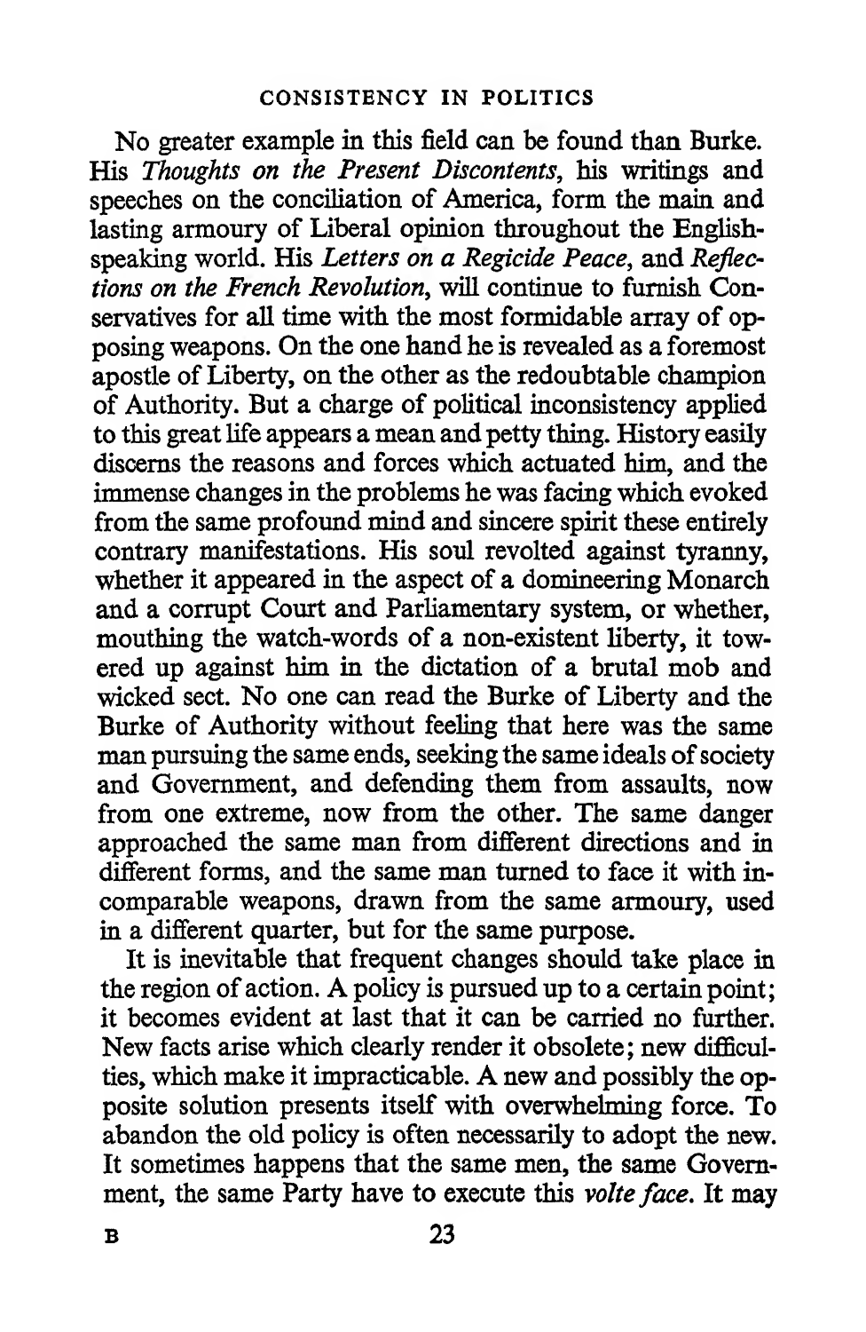No greater example in this field can be found than Burke. His *Thoughts on the Present Discontents*, his writings and speeches on the conciliation of America, form the main and lasting armoury of Liberal opinion throughout the English-speaking world. His *Letters on a Regicide Peace*, and *Reflections on the French Revolution*, will continue to furnish Conservatives for all time with the most formidable array of opposing weapons. On the one hand he is revealed as a foremost apostle of Liberty, on the other as the redoubtable champion of Authority. But a charge of political inconsistency applied to this great life appears a mean and petty thing. History easily discerns the reasons and forces which actuated him, and the immense changes in the problems he was facing which evoked from the same profound mind and sincere spirit these entirely contrary manifestations. His soul revolted against tyranny, whether it appeared in the aspect of a domineering Monarch and a corrupt Court and Parliamentary system, or whether, mouthing the watch-words of a non-existent liberty, it towered up against him in the dictation of a brutal mob and wicked sect. No one can read the Burke of Liberty and the Burke of Authority without feeling that here was the same man pursuing the same ends, seeking the same ideals of society and Government, and defending them from assaults, now from one extreme, now from the other. The same danger approached the same man from different directions and in different forms, and the same man turned to face it with incomparable weapons, drawn from the same armoury, used in a different quarter, but for the same purpose.

It is inevitable that frequent changes should take place in the region of action. A policy is pursued up to a certain point; it becomes evident at last that it can be carried no further. New facts arise which clearly render it obsolete; new difficulties, which make it impracticable. A new and possibly the opposite solution presents itself with overwhelming force. To abandon the old policy is often necessarily to adopt the new. It sometimes happens that the same men, the same Government, the same Party have to execute this *volte face*. It may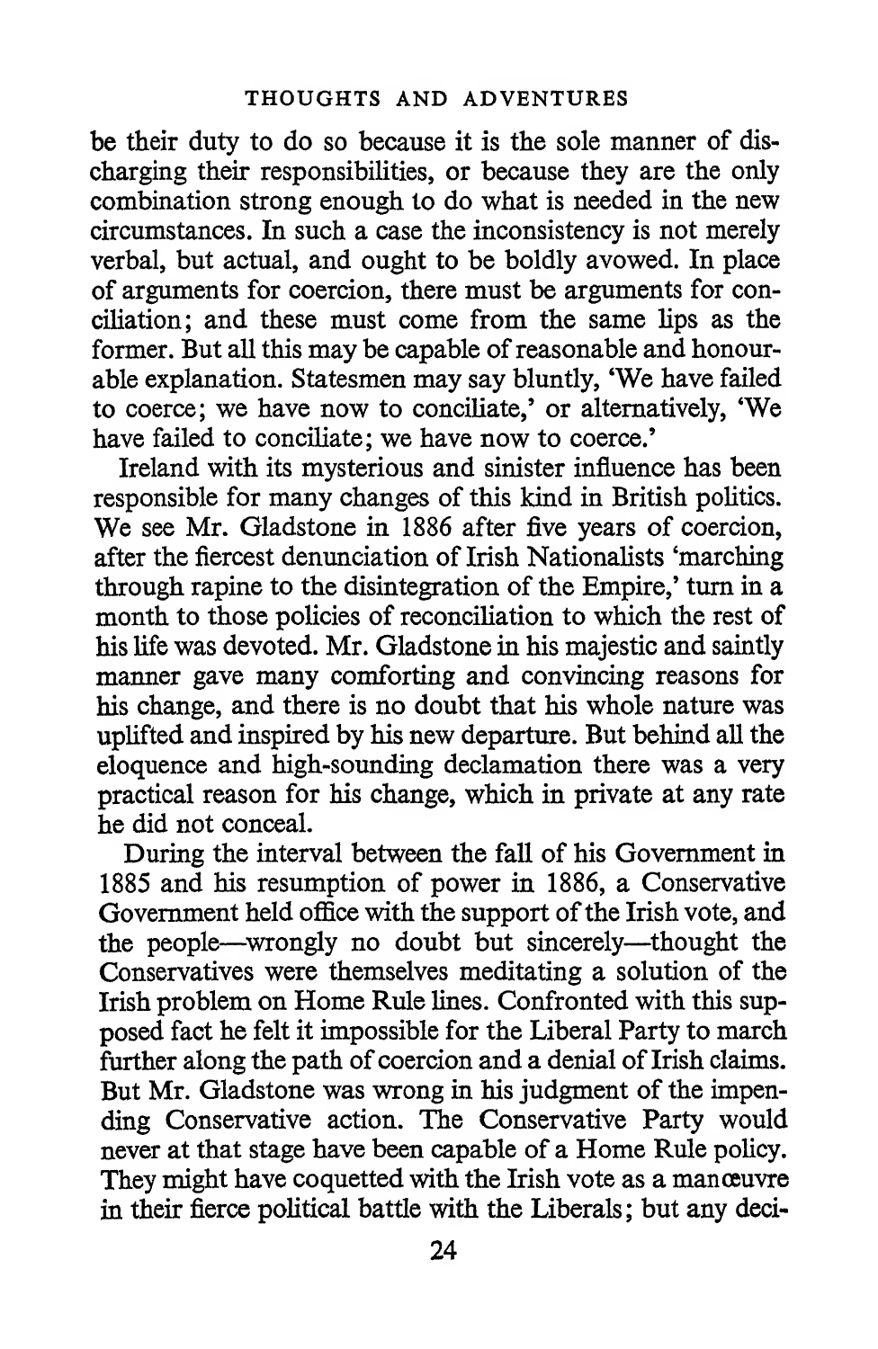be their duty to do so because it is the sole manner of discharging their responsibilities, or because they are the only combination strong enough to do what is needed in the new circumstances. In such a case the inconsistency is not merely verbal, but actual, and ought to be boldly avowed. In place of arguments for coercion, there must be arguments for conciliation; and these must come from the same lips as the former. But all this may be capable of reasonable and honourable explanation. Statesmen may say bluntly, 'We have failed to coerce; we have now to conciliate,' or alternatively, 'We have failed to conciliate; we have now to coerce.'

Ireland with its mysterious and sinister influence has been responsible for many changes of this kind in British politics. We see Mr. Gladstone in 1886 after five years of coercion, after the fiercest denunciation of Irish Nationalists 'marching through rapine to the disintegration of the Empire,' turn in a month to those policies of reconciliation to which the rest of his life was devoted. Mr. Gladstone in his majestic and saintly manner gave many comforting and convincing reasons for his change, and there is no doubt that his whole nature was uplifted and inspired by his new departure. But behind all the eloquence and high-sounding declamation there was a very practical reason for his change, which in private at any rate he did not conceal.

During the interval between the fall of his Government in 1885 and his resumption of power in 1886, a Conservative Government held office with the support of the Irish vote, and the people—wrongly no doubt but sincerely—thought the Conservatives were themselves meditating a solution of the Irish problem on Home Rule lines. Confronted with this supposed fact he felt it impossible for the Liberal Party to march further along the path of coercion and a denial of Irish claims. But Mr. Gladstone was wrong in his judgment of the impending Conservative action. The Conservative Party would never at that stage have been capable of a Home Rule policy. They might have coquetted with the Irish vote as a manœuvre in their fierce political battle with the Liberals; but any deci-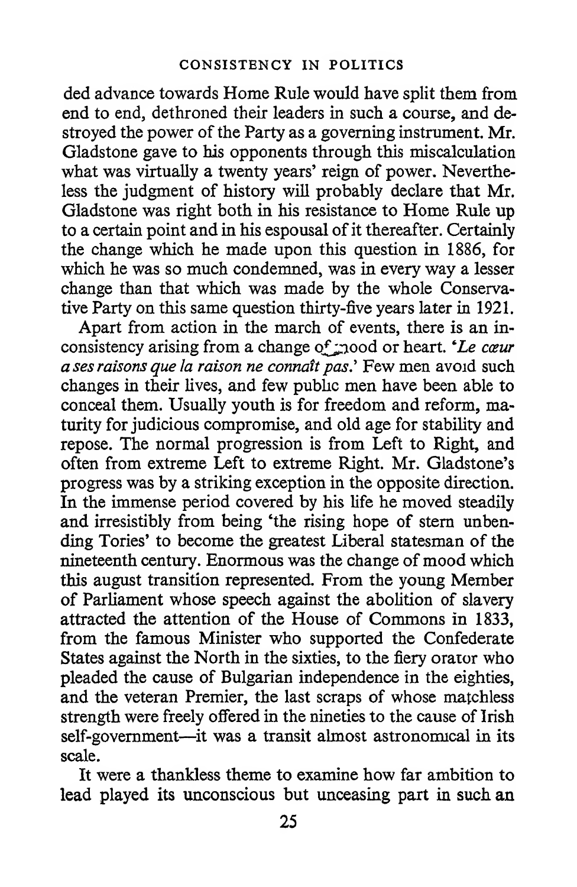ded advance towards Home Rule would have split them from end to end, dethroned their leaders in such a course, and destroyed the power of the Party as a governing instrument. Mr. Gladstone gave to his opponents through this miscalculation what was virtually a twenty years' reign of power. Nevertheless the judgment of history will probably declare that Mr. Gladstone was right both in his resistance to Home Rule up to a certain point and in his espousal of it thereafter. Certainly the change which he made upon this question in 1886, for which he was so much condemned, was in every way a lesser change than that which was made by the whole Conservative Party on this same question thirty-five years later in 1921.

Apart from action in the march of events, there is an inconsistency arising from a change of mood or heart. '*Le cœur a ses raisons que la raison ne connaît pas.*' Few men avoid such changes in their lives, and few public men have been able to conceal them. Usually youth is for freedom and reform, maturity for judicious compromise, and old age for stability and repose. The normal progression is from Left to Right, and often from extreme Left to extreme Right. Mr. Gladstone's progress was by a striking exception in the opposite direction. In the immense period covered by his life he moved steadily and irresistibly from being 'the rising hope of stern unbending Tories' to become the greatest Liberal statesman of the nineteenth century. Enormous was the change of mood which this august transition represented. From the young Member of Parliament whose speech against the abolition of slavery attracted the attention of the House of Commons in 1833, from the famous Minister who supported the Confederate States against the North in the sixties, to the fiery orator who pleaded the cause of Bulgarian independence in the eighties, and the veteran Premier, the last scraps of whose matchless strength were freely offered in the nineties to the cause of Irish self-government—it was a transit almost astronomical in its scale.

It were a thankless theme to examine how far ambition to lead played its unconscious but unceasing part in such an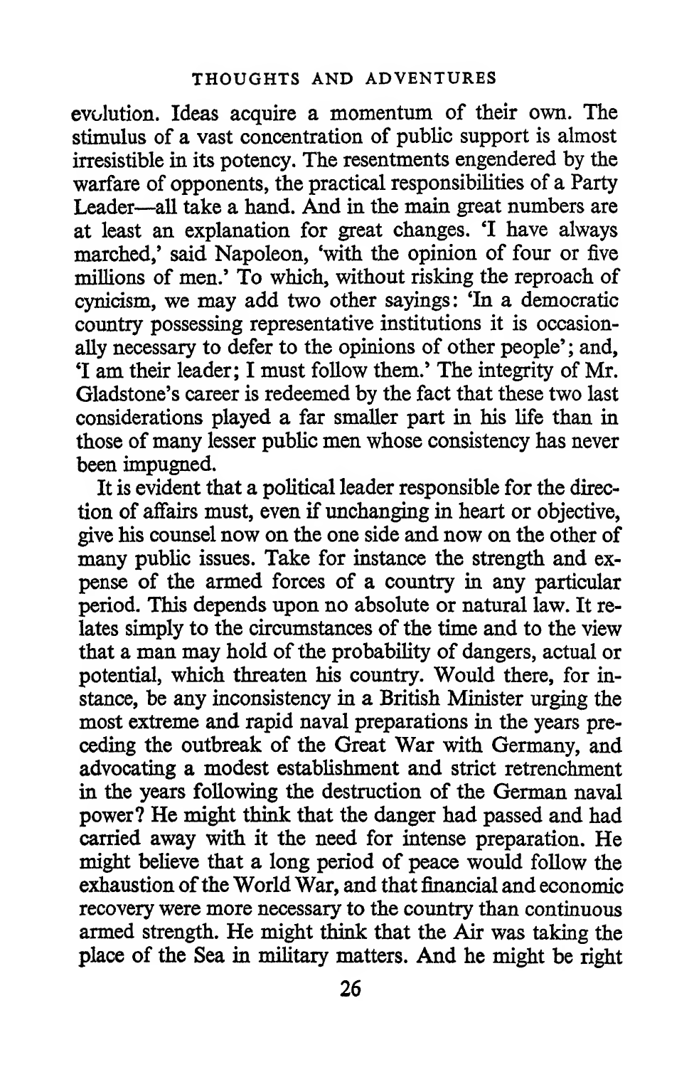evolution. Ideas acquire a momentum of their own. The stimulus of a vast concentration of public support is almost irresistible in its potency. The resentments engendered by the warfare of opponents, the practical responsibilities of a Party Leader—all take a hand. And in the main great numbers are at least an explanation for great changes. 'I have always marched,' said Napoleon, 'with the opinion of four or five millions of men.' To which, without risking the reproach of cynicism, we may add two other sayings: 'In a democratic country possessing representative institutions it is occasionally necessary to defer to the opinions of other people'; and, 'I am their leader; I must follow them.' The integrity of Mr. Gladstone's career is redeemed by the fact that these two last considerations played a far smaller part in his life than in those of many lesser public men whose consistency has never been impugned.

It is evident that a political leader responsible for the direction of affairs must, even if unchanging in heart or objective, give his counsel now on the one side and now on the other of many public issues. Take for instance the strength and expense of the armed forces of a country in any particular period. This depends upon no absolute or natural law. It relates simply to the circumstances of the time and to the view that a man may hold of the probability of dangers, actual or potential, which threaten his country. Would there, for instance, be any inconsistency in a British Minister urging the most extreme and rapid naval preparations in the years preceding the outbreak of the Great War with Germany, and advocating a modest establishment and strict retrenchment in the years following the destruction of the German naval power? He might think that the danger had passed and had carried away with it the need for intense preparation. He might believe that a long period of peace would follow the exhaustion of the World War, and that financial and economic recovery were more necessary to the country than continuous armed strength. He might think that the Air was taking the place of the Sea in military matters. And he might be right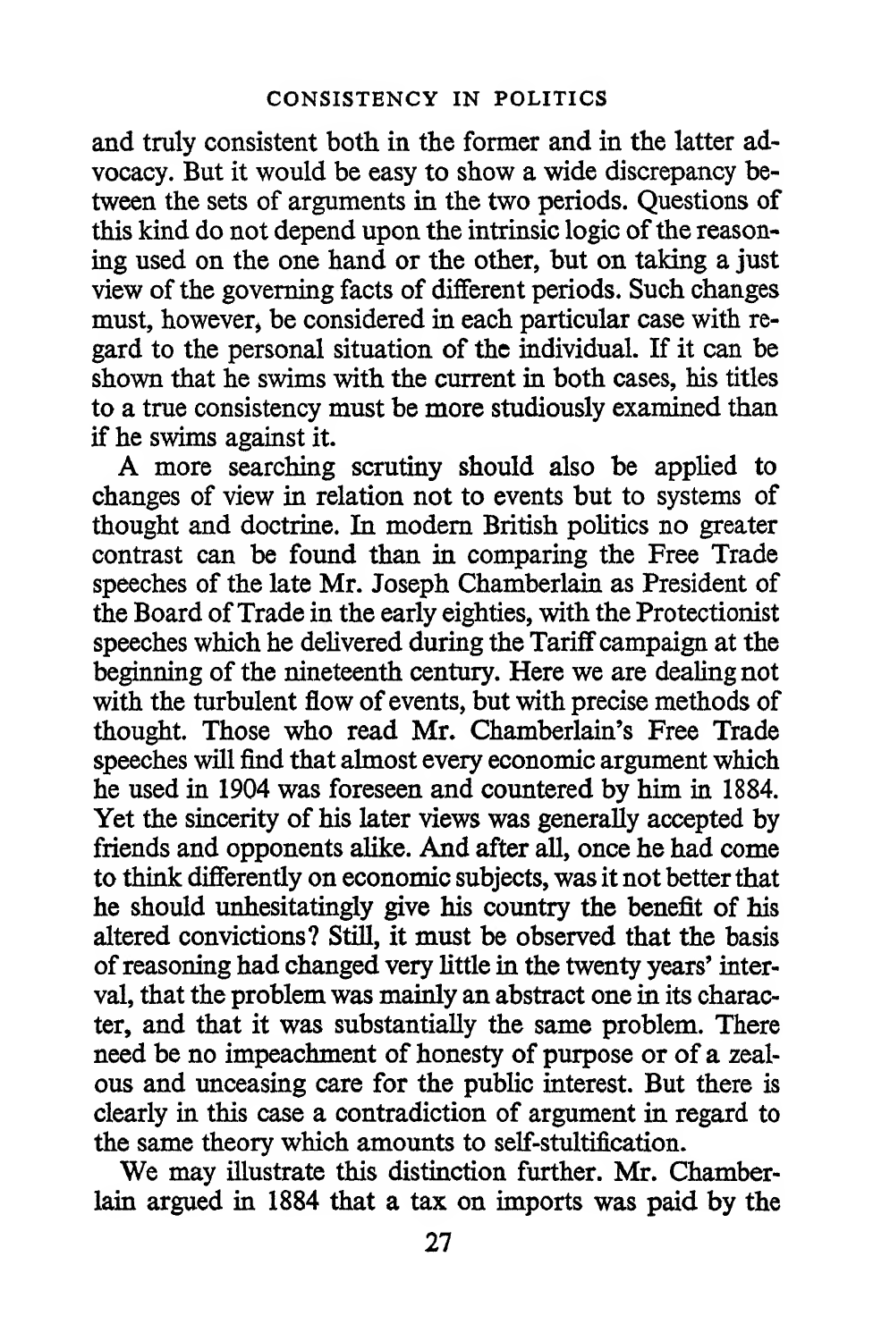and truly consistent both in the former and in the latter advocacy. But it would be easy to show a wide discrepancy between the sets of arguments in the two periods. Questions of this kind do not depend upon the intrinsic logic of the reasoning used on the one hand or the other, but on taking a just view of the governing facts of different periods. Such changes must, however, be considered in each particular case with regard to the personal situation of the individual. If it can be shown that he swims with the current in both cases, his titles to a true consistency must be more studiously examined than if he swims against it.

A more searching scrutiny should also be applied to changes of view in relation not to events but to systems of thought and doctrine. In modern British politics no greater contrast can be found than in comparing the Free Trade speeches of the late Mr. Joseph Chamberlain as President of the Board of Trade in the early eighties, with the Protectionist speeches which he delivered during the Tariff campaign at the beginning of the nineteenth century. Here we are dealing not with the turbulent flow of events, but with precise methods of thought. Those who read Mr. Chamberlain's Free Trade speeches will find that almost every economic argument which he used in 1904 was foreseen and countered by him in 1884. Yet the sincerity of his later views was generally accepted by friends and opponents alike. And after all, once he had come to think differently on economic subjects, was it not better that he should unhesitatingly give his country the benefit of his altered convictions? Still, it must be observed that the basis of reasoning had changed very little in the twenty years' interval, that the problem was mainly an abstract one in its character, and that it was substantially the same problem. There need be no impeachment of honesty of purpose or of a zealous and unceasing care for the public interest. But there is clearly in this case a contradiction of argument in regard to the same theory which amounts to self-stultification.

We may illustrate this distinction further. Mr. Chamberlain argued in 1884 that a tax on imports was paid by the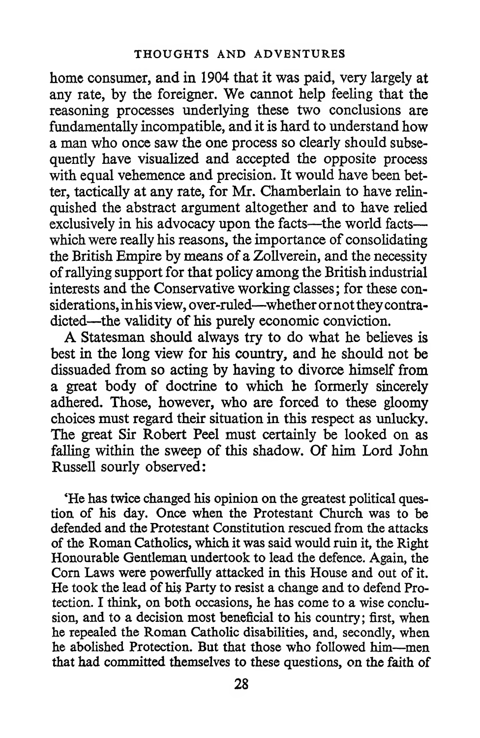home consumer, and in 1904 that it was paid, very largely at any rate, by the foreigner. We cannot help feeling that the reasoning processes underlying these two conclusions are fundamentally incompatible, and it is hard to understand how a man who once saw the one process so clearly should subsequently have visualized and accepted the opposite process with equal vehemence and precision. It would have been better, tactically at any rate, for Mr. Chamberlain to have relinquished the abstract argument altogether and to have relied exclusively in his advocacy upon the facts—the world facts—which were really his reasons, the importance of consolidating the British Empire by means of a Zollverein, and the necessity of rallying support for that policy among the British industrial interests and the Conservative working classes; for these considerations, in his view, over-ruled—whether or not they contradicted—the validity of his purely economic conviction.

A Statesman should always try to do what he believes is best in the long view for his country, and he should not be dissuaded from so acting by having to divorce himself from a great body of doctrine to which he formerly sincerely adhered. Those, however, who are forced to these gloomy choices must regard their situation in this respect as unlucky. The great Sir Robert Peel must certainly be looked on as falling within the sweep of this shadow. Of him Lord John Russell sourly observed:

'He has twice changed his opinion on the greatest political question of his day. Once when the Protestant Church was to be defended and the Protestant Constitution rescued from the attacks of the Roman Catholics, which it was said would ruin it, the Right Honourable Gentleman undertook to lead the defence. Again, the Corn Laws were powerfully attacked in this House and out of it. He took the lead of his Party to resist a change and to defend Protection. I think, on both occasions, he has come to a wise conclusion, and to a decision most beneficial to his country; first, when he repealed the Roman Catholic disabilities, and, secondly, when he abolished Protection. But that those who followed him—men that had committed themselves to these questions, on the faith of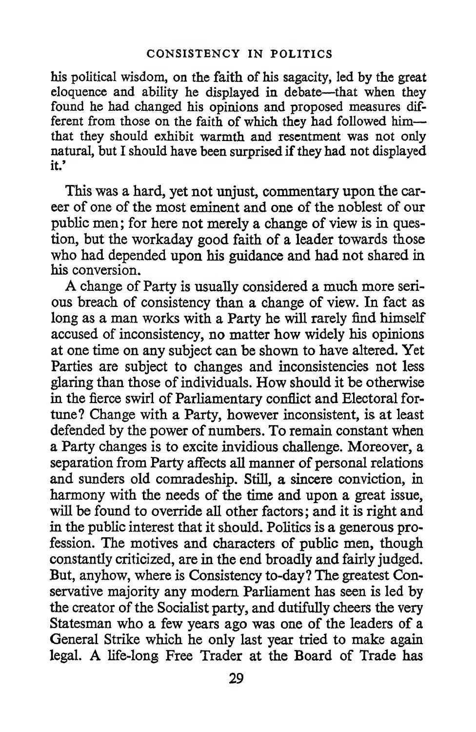his political wisdom, on the faith of his sagacity, led by the great eloquence and ability he displayed in debate—that when they found he had changed his opinions and proposed measures different from those on the faith of which they had followed him—that they should exhibit warmth and resentment was not only natural, but I should have been surprised if they had not displayed it.'

This was a hard, yet not unjust, commentary upon the career of one of the most eminent and one of the noblest of our public men; for here not merely a change of view is in question, but the workaday good faith of a leader towards those who had depended upon his guidance and had not shared in his conversion.

A change of Party is usually considered a much more serious breach of consistency than a change of view. In fact as long as a man works with a Party he will rarely find himself accused of inconsistency, no matter how widely his opinions at one time on any subject can be shown to have altered. Yet Parties are subject to changes and inconsistencies not less glaring than those of individuals. How should it be otherwise in the fierce swirl of Parliamentary conflict and Electoral fortune? Change with a Party, however inconsistent, is at least defended by the power of numbers. To remain constant when a Party changes is to excite invidious challenge. Moreover, a separation from Party affects all manner of personal relations and sunders old comradeship. Still, a sincere conviction, in harmony with the needs of the time and upon a great issue, will be found to override all other factors; and it is right and in the public interest that it should. Politics is a generous profession. The motives and characters of public men, though constantly criticized, are in the end broadly and fairly judged. But, anyhow, where is Consistency to-day? The greatest Conservative majority any modern Parliament has seen is led by the creator of the Socialist party, and dutifully cheers the very Statesman who a few years ago was one of the leaders of a General Strike which he only last year tried to make again legal. A life-long Free Trader at the Board of Trade has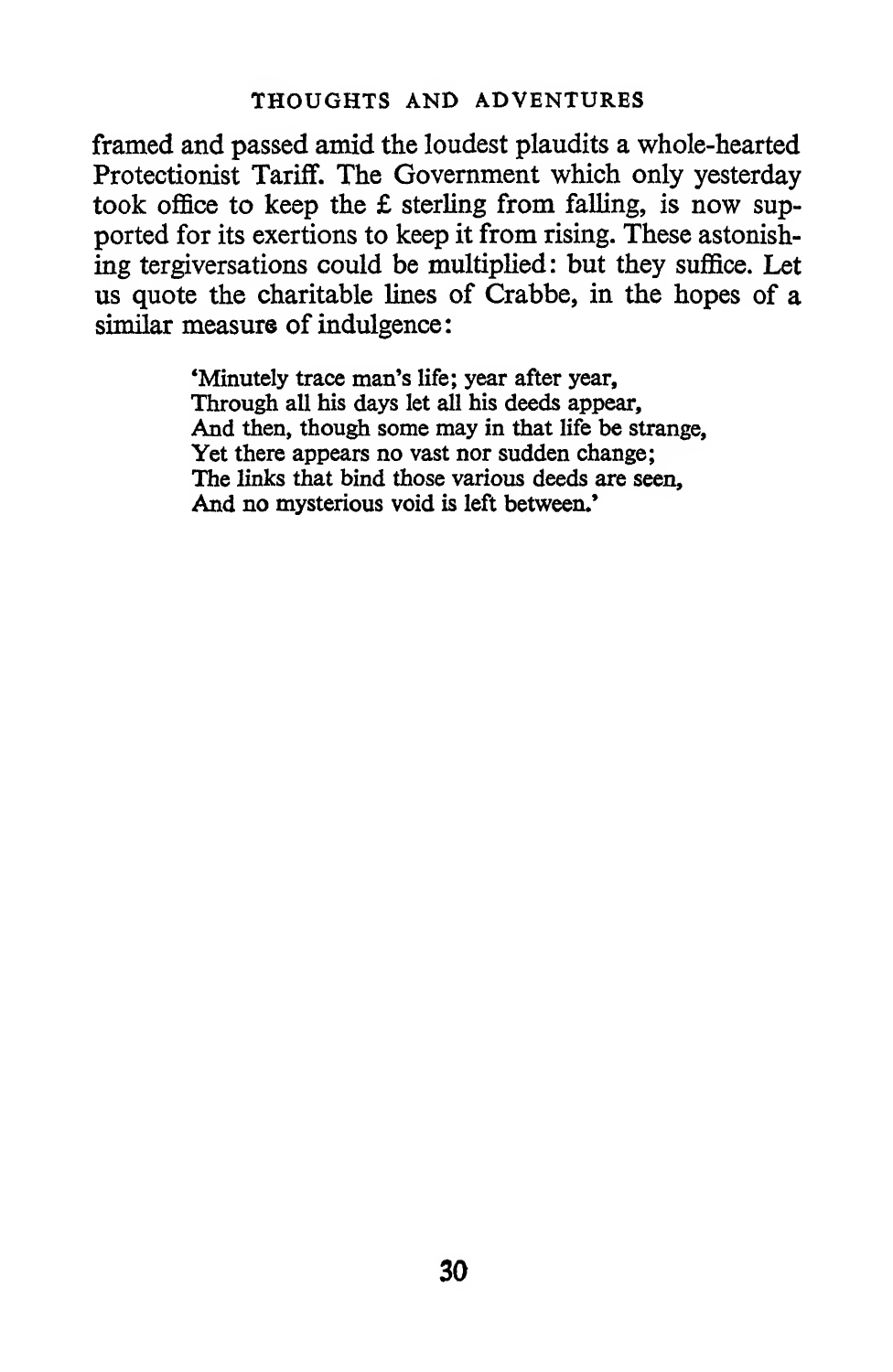framed and passed amid the loudest plaudits a whole-hearted Protectionist Tariff. The Government which only yesterday took office to keep the £ sterling from falling, is now supported for its exertions to keep it from rising. These astonishing tergiversations could be multiplied: but they suffice. Let us quote the charitable lines of Crabbe, in the hopes of a similar measure of indulgence:

> 'Minutely trace man's life; year after year,
> Through all his days let all his deeds appear,
> And then, though some may in that life be strange,
> Yet there appears no vast nor sudden change;
> The links that bind those various deeds are seen,
> And no mysterious void is left between.'